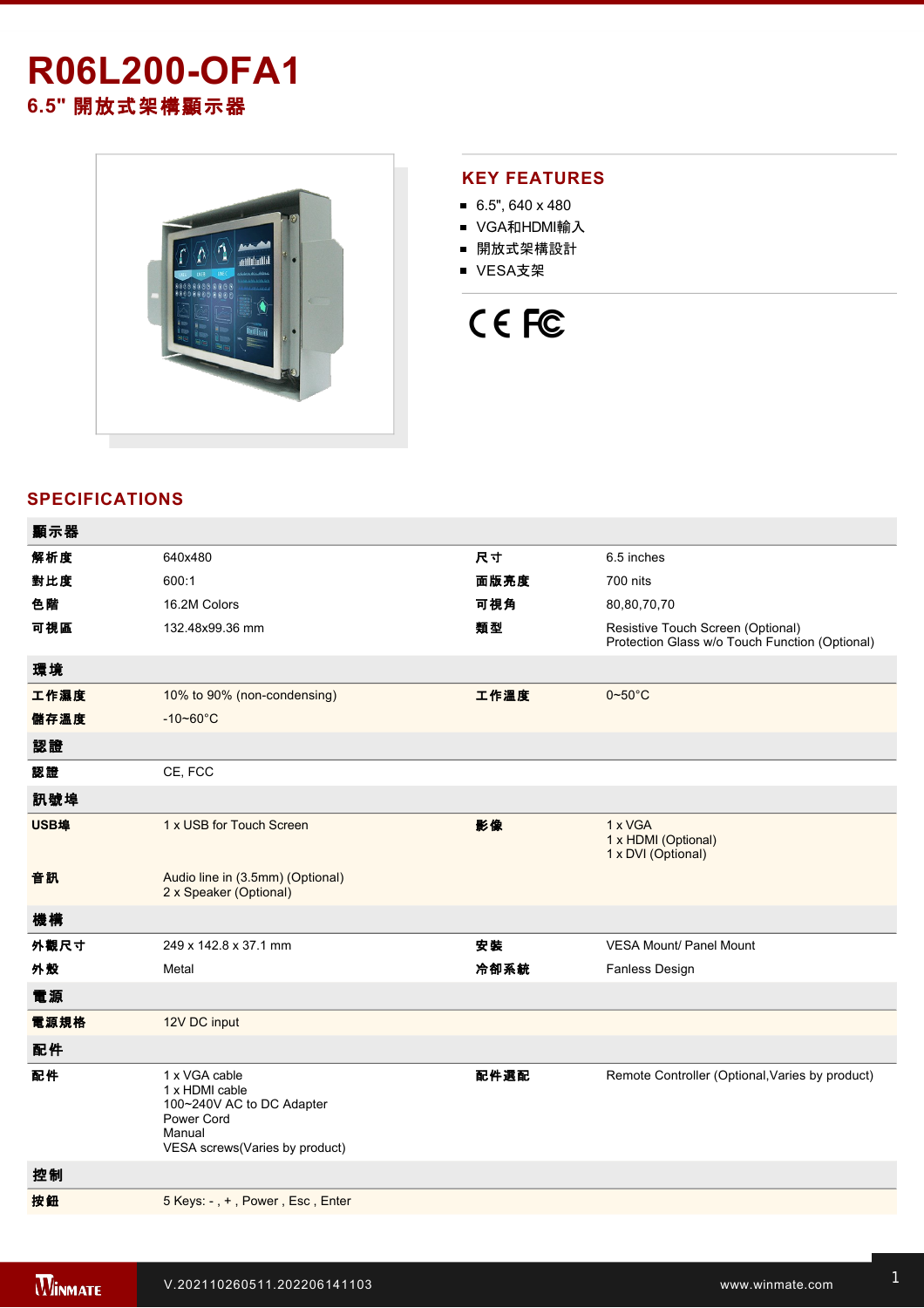# R06L200-OFA1

## 6.5" 開放式架構顯示器

## KEY FEATURES

- 6.5", 640 x 480
- VGA和HDMI輸入
- 開放式架構設計
- VESA支架

## SPECIFICATIONS

| 顯示器 | | | |
|---|---|---|---|
| 解析度 | 640x480 | 尺寸 | 6.5 inches |
| 對比度 | 600:1 | 面版亮度 | 700 nits |
| 色階 | 16.2M Colors | 可視角 | 80,80,70,70 |
| 可視區 | 132.48x99.36 mm | 類型 | Resistive Touch Screen (Optional)<br>Protection Glass w/o Touch Function (Optional) |
| **環境** | | | |
| 工作濕度 | 10% to 90% (non-condensing) | 工作溫度 | 0~50°C |
| 儲存溫度 | -10~60°C | | |
| **認證** | | | |
| 認證 | CE, FCC | | |
| **訊號埠** | | | |
| USB埠 | 1 x USB for Touch Screen | 影像 | 1 x VGA<br>1 x HDMI (Optional)<br>1 x DVI (Optional) |
| 音訊 | Audio line in (3.5mm) (Optional)<br>2 x Speaker (Optional) | | |
| **機構** | | | |
| 外觀尺寸 | 249 x 142.8 x 37.1 mm | 安裝 | VESA Mount/ Panel Mount |
| 外殼 | Metal | 冷卻系統 | Fanless Design |
| **電源** | | | |
| 電源規格 | 12V DC input | | |
| **配件** | | | |
| 配件 | 1 x VGA cable<br>1 x HDMI cable<br>100~240V AC to DC Adapter<br>Power Cord<br>Manual<br>VESA screws(Varies by product) | 配件選配 | Remote Controller (Optional,Varies by product) |
| **控制** | | | |
| 按鈕 | 5 Keys: - , + , Power , Esc , Enter | | |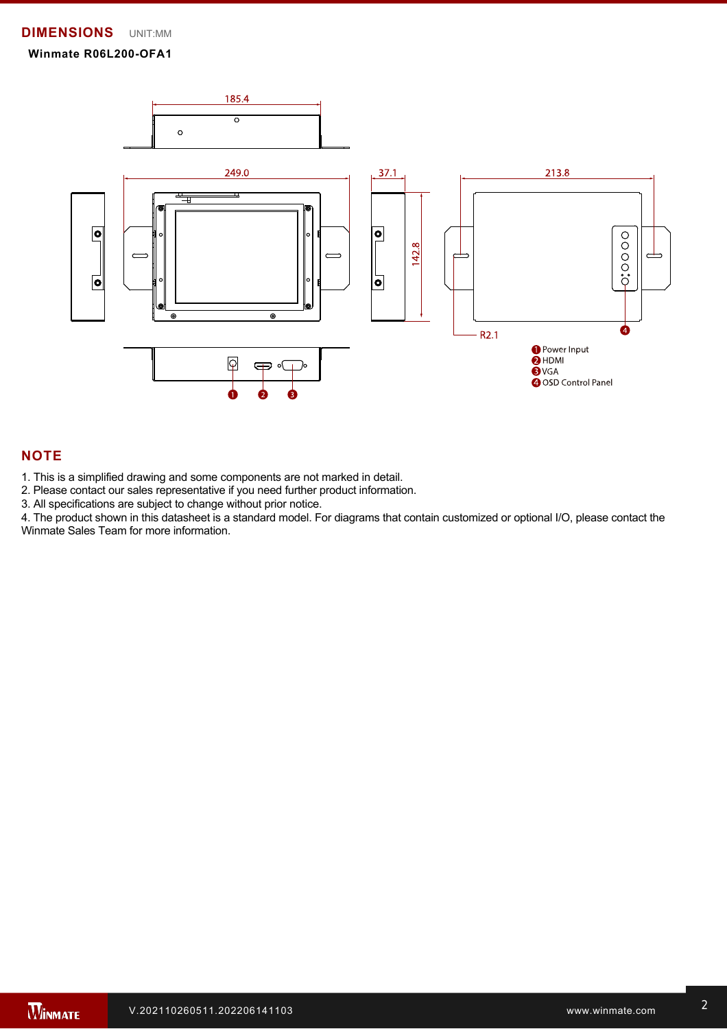## DIMENSIONS UNIT:MM

**Winmate R06L200-OFA1**

185.4

249.0

37.1

213.8

142.8

R2.1

❶ Power Input
❷ HDMI
❸ VGA
❹ OSD Control Panel

## NOTE

1. This is a simplified drawing and some components are not marked in detail.
2. Please contact our sales representative if you need further product information.
3. All specifications are subject to change without prior notice.
4. The product shown in this datasheet is a standard model. For diagrams that contain customized or optional I/O, please contact the Winmate Sales Team for more information.